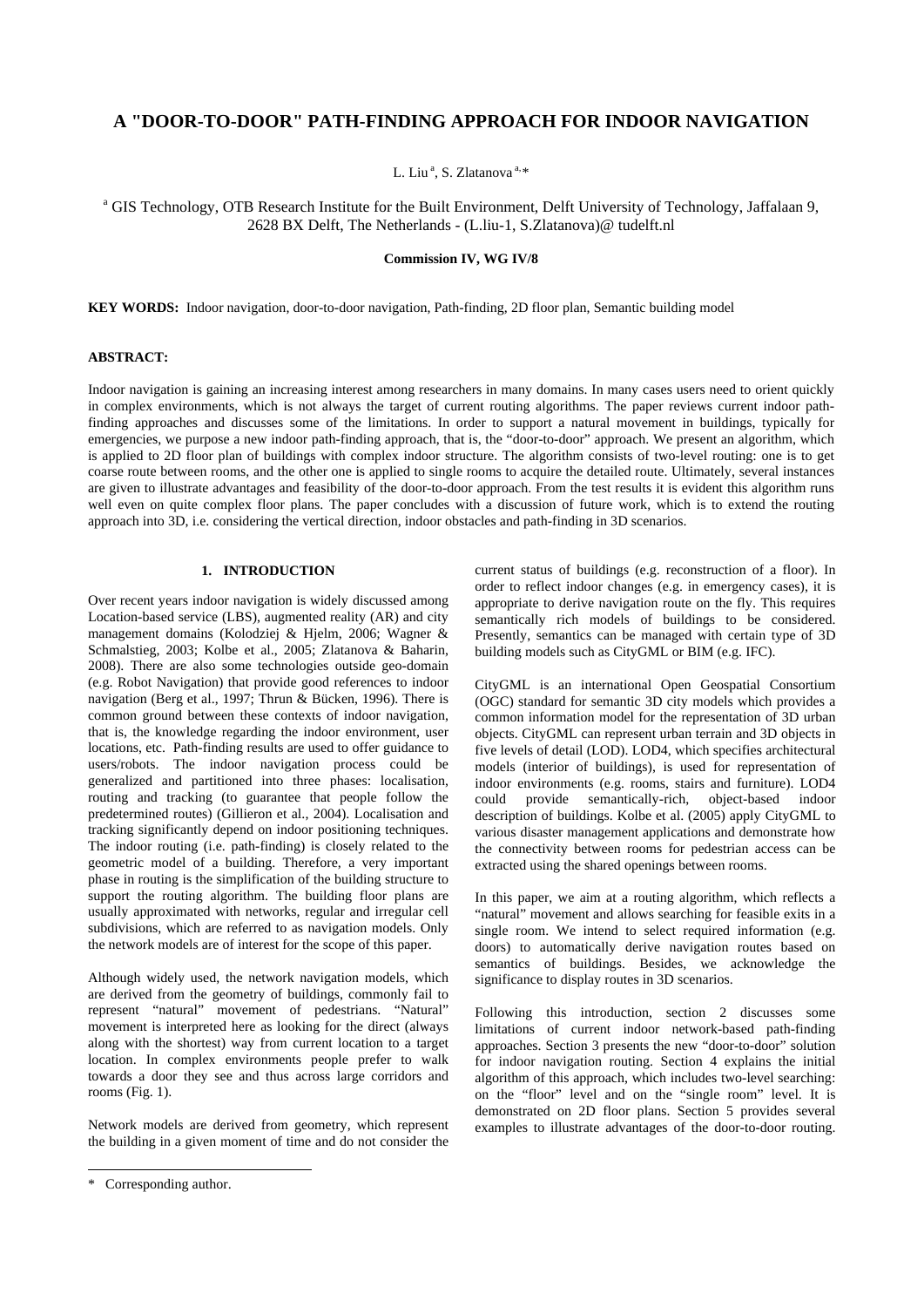# A "DOOR-TO-DOOR" PATH-FINDING APPROACH FOR INDOOR NAVIGATION

L. Liu [a], S. Zlatanova [a,*]

[a] GIS Technology, OTB Research Institute for the Built Environment, Delft University of Technology, Jaffalaan 9, 2628 BX Delft, The Netherlands - (L.liu-1, S.Zlatanova)@ tudelft.nl

**Commission IV, WG IV/8**

**KEY WORDS:** Indoor navigation, door-to-door navigation, Path-finding, 2D floor plan, Semantic building model

## ABSTRACT:

Indoor navigation is gaining an increasing interest among researchers in many domains. In many cases users need to orient quickly in complex environments, which is not always the target of current routing algorithms. The paper reviews current indoor path-finding approaches and discusses some of the limitations. In order to support a natural movement in buildings, typically for emergencies, we purpose a new indoor path-finding approach, that is, the "door-to-door" approach. We present an algorithm, which is applied to 2D floor plan of buildings with complex indoor structure. The algorithm consists of two-level routing: one is to get coarse route between rooms, and the other one is applied to single rooms to acquire the detailed route. Ultimately, several instances are given to illustrate advantages and feasibility of the door-to-door approach. From the test results it is evident this algorithm runs well even on quite complex floor plans. The paper concludes with a discussion of future work, which is to extend the routing approach into 3D, i.e. considering the vertical direction, indoor obstacles and path-finding in 3D scenarios.

## 1. INTRODUCTION

Over recent years indoor navigation is widely discussed among Location-based service (LBS), augmented reality (AR) and city management domains (Kolodziej & Hjelm, 2006; Wagner & Schmalstieg, 2003; Kolbe et al., 2005; Zlatanova & Baharin, 2008). There are also some technologies outside geo-domain (e.g. Robot Navigation) that provide good references to indoor navigation (Berg et al., 1997; Thrun & Bücken, 1996). There is common ground between these contexts of indoor navigation, that is, the knowledge regarding the indoor environment, user locations, etc. Path-finding results are used to offer guidance to users/robots. The indoor navigation process could be generalized and partitioned into three phases: localisation, routing and tracking (to guarantee that people follow the predetermined routes) (Gillieron et al., 2004). Localisation and tracking significantly depend on indoor positioning techniques. The indoor routing (i.e. path-finding) is closely related to the geometric model of a building. Therefore, a very important phase in routing is the simplification of the building structure to support the routing algorithm. The building floor plans are usually approximated with networks, regular and irregular cell subdivisions, which are referred to as navigation models. Only the network models are of interest for the scope of this paper.

Although widely used, the network navigation models, which are derived from the geometry of buildings, commonly fail to represent "natural" movement of pedestrians. "Natural" movement is interpreted here as looking for the direct (always along with the shortest) way from current location to a target location. In complex environments people prefer to walk towards a door they see and thus across large corridors and rooms (Fig. 1).

Network models are derived from geometry, which represent the building in a given moment of time and do not consider the current status of buildings (e.g. reconstruction of a floor). In order to reflect indoor changes (e.g. in emergency cases), it is appropriate to derive navigation route on the fly. This requires semantically rich models of buildings to be considered. Presently, semantics can be managed with certain type of 3D building models such as CityGML or BIM (e.g. IFC).

CityGML is an international Open Geospatial Consortium (OGC) standard for semantic 3D city models which provides a common information model for the representation of 3D urban objects. CityGML can represent urban terrain and 3D objects in five levels of detail (LOD). LOD4, which specifies architectural models (interior of buildings), is used for representation of indoor environments (e.g. rooms, stairs and furniture). LOD4 could provide semantically-rich, object-based indoor description of buildings. Kolbe et al. (2005) apply CityGML to various disaster management applications and demonstrate how the connectivity between rooms for pedestrian access can be extracted using the shared openings between rooms.

In this paper, we aim at a routing algorithm, which reflects a "natural" movement and allows searching for feasible exits in a single room. We intend to select required information (e.g. doors) to automatically derive navigation routes based on semantics of buildings. Besides, we acknowledge the significance to display routes in 3D scenarios.

Following this introduction, section 2 discusses some limitations of current indoor network-based path-finding approaches. Section 3 presents the new "door-to-door" solution for indoor navigation routing. Section 4 explains the initial algorithm of this approach, which includes two-level searching: on the "floor" level and on the "single room" level. It is demonstrated on 2D floor plans. Section 5 provides several examples to illustrate advantages of the door-to-door routing.

\* Corresponding author.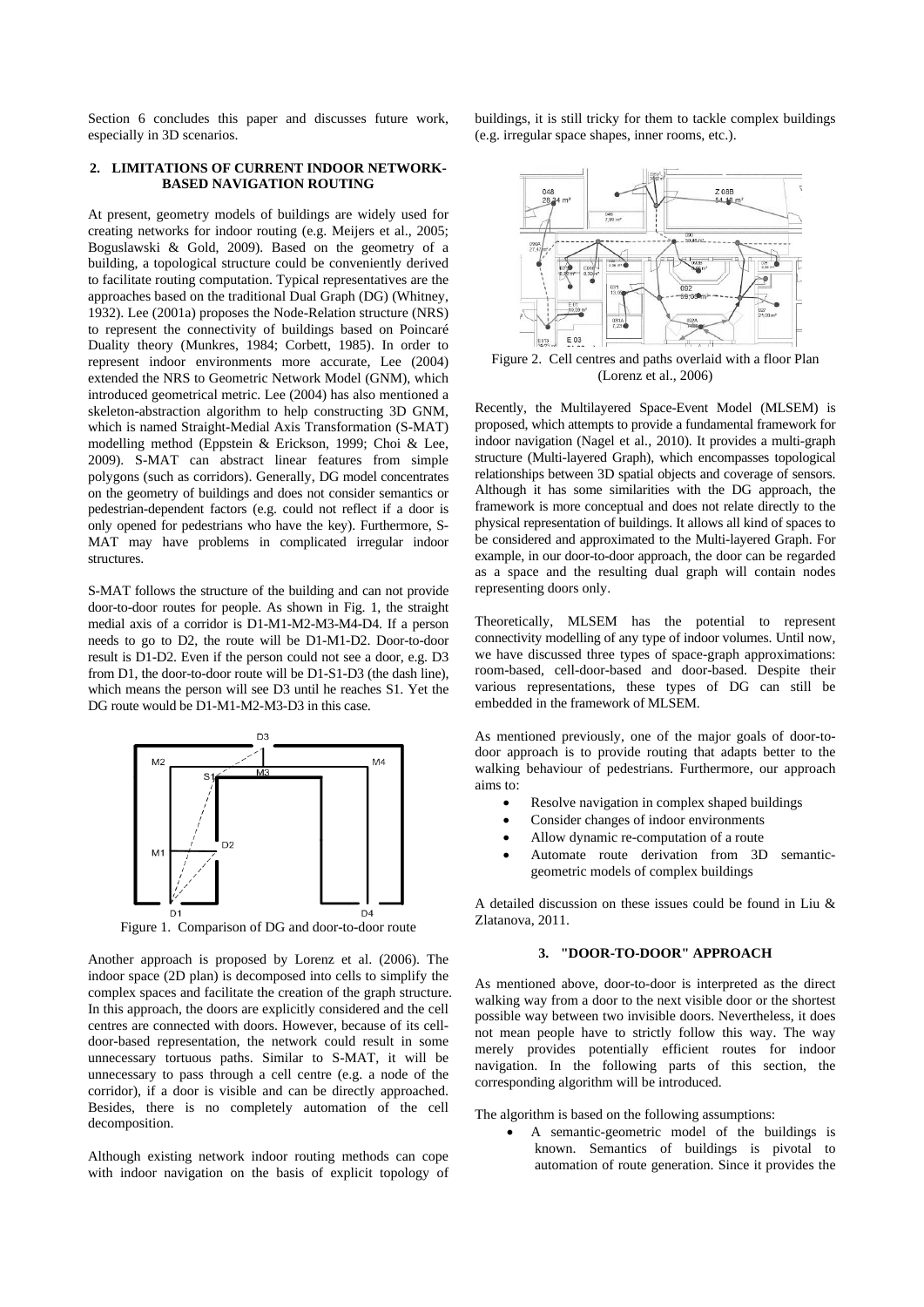Section 6 concludes this paper and discusses future work, especially in 3D scenarios.

## 2. LIMITATIONS OF CURRENT INDOOR NETWORK-BASED NAVIGATION ROUTING

At present, geometry models of buildings are widely used for creating networks for indoor routing (e.g. Meijers et al., 2005; Boguslawski & Gold, 2009). Based on the geometry of a building, a topological structure could be conveniently derived to facilitate routing computation. Typical representatives are the approaches based on the traditional Dual Graph (DG) (Whitney, 1932). Lee (2001a) proposes the Node-Relation structure (NRS) to represent the connectivity of buildings based on Poincaré Duality theory (Munkres, 1984; Corbett, 1985). In order to represent indoor environments more accurate, Lee (2004) extended the NRS to Geometric Network Model (GNM), which introduced geometrical metric. Lee (2004) has also mentioned a skeleton-abstraction algorithm to help constructing 3D GNM, which is named Straight-Medial Axis Transformation (S-MAT) modelling method (Eppstein & Erickson, 1999; Choi & Lee, 2009). S-MAT can abstract linear features from simple polygons (such as corridors). Generally, DG model concentrates on the geometry of buildings and does not consider semantics or pedestrian-dependent factors (e.g. could not reflect if a door is only opened for pedestrians who have the key). Furthermore, S-MAT may have problems in complicated irregular indoor structures.

S-MAT follows the structure of the building and can not provide door-to-door routes for people. As shown in Fig. 1, the straight medial axis of a corridor is D1-M1-M2-M3-M4-D4. If a person needs to go to D2, the route will be D1-M1-D2. Door-to-door result is D1-D2. Even if the person could not see a door, e.g. D3 from D1, the door-to-door route will be D1-S1-D3 (the dash line), which means the person will see D3 until he reaches S1. Yet the DG route would be D1-M1-M2-M3-D3 in this case.

Figure 1. Comparison of DG and door-to-door route

Another approach is proposed by Lorenz et al. (2006). The indoor space (2D plan) is decomposed into cells to simplify the complex spaces and facilitate the creation of the graph structure. In this approach, the doors are explicitly considered and the cell centres are connected with doors. However, because of its cell-door-based representation, the network could result in some unnecessary tortuous paths. Similar to S-MAT, it will be unnecessary to pass through a cell centre (e.g. a node of the corridor), if a door is visible and can be directly approached. Besides, there is no completely automation of the cell decomposition.

Although existing network indoor routing methods can cope with indoor navigation on the basis of explicit topology of buildings, it is still tricky for them to tackle complex buildings (e.g. irregular space shapes, inner rooms, etc.).

Figure 2. Cell centres and paths overlaid with a floor Plan (Lorenz et al., 2006)

Recently, the Multilayered Space-Event Model (MLSEM) is proposed, which attempts to provide a fundamental framework for indoor navigation (Nagel et al., 2010). It provides a multi-graph structure (Multi-layered Graph), which encompasses topological relationships between 3D spatial objects and coverage of sensors. Although it has some similarities with the DG approach, the framework is more conceptual and does not relate directly to the physical representation of buildings. It allows all kind of spaces to be considered and approximated to the Multi-layered Graph. For example, in our door-to-door approach, the door can be regarded as a space and the resulting dual graph will contain nodes representing doors only.

Theoretically, MLSEM has the potential to represent connectivity modelling of any type of indoor volumes. Until now, we have discussed three types of space-graph approximations: room-based, cell-door-based and door-based. Despite their various representations, these types of DG can still be embedded in the framework of MLSEM.

As mentioned previously, one of the major goals of door-to-door approach is to provide routing that adapts better to the walking behaviour of pedestrians. Furthermore, our approach aims to:

- Resolve navigation in complex shaped buildings
- Consider changes of indoor environments
- Allow dynamic re-computation of a route
- Automate route derivation from 3D semantic-geometric models of complex buildings

A detailed discussion on these issues could be found in Liu & Zlatanova, 2011.

## 3. "DOOR-TO-DOOR" APPROACH

As mentioned above, door-to-door is interpreted as the direct walking way from a door to the next visible door or the shortest possible way between two invisible doors. Nevertheless, it does not mean people have to strictly follow this way. The way merely provides potentially efficient routes for indoor navigation. In the following parts of this section, the corresponding algorithm will be introduced.

The algorithm is based on the following assumptions:

- A semantic-geometric model of the buildings is known. Semantics of buildings is pivotal to automation of route generation. Since it provides the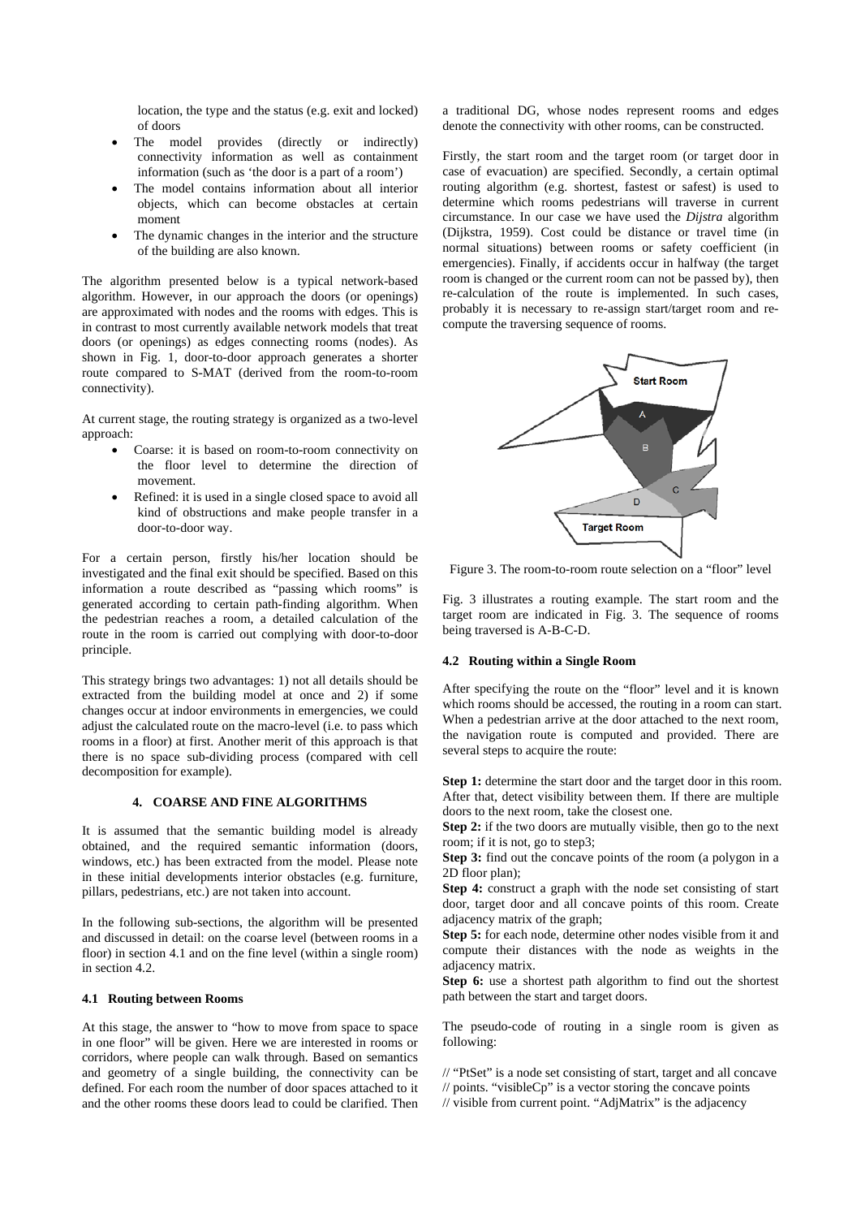location, the type and the status (e.g. exit and locked) of doors
- The model provides (directly or indirectly) connectivity information as well as containment information (such as 'the door is a part of a room')
- The model contains information about all interior objects, which can become obstacles at certain moment
- The dynamic changes in the interior and the structure of the building are also known.

The algorithm presented below is a typical network-based algorithm. However, in our approach the doors (or openings) are approximated with nodes and the rooms with edges. This is in contrast to most currently available network models that treat doors (or openings) as edges connecting rooms (nodes). As shown in Fig. 1, door-to-door approach generates a shorter route compared to S-MAT (derived from the room-to-room connectivity).

At current stage, the routing strategy is organized as a two-level approach:

- Coarse: it is based on room-to-room connectivity on the floor level to determine the direction of movement.
- Refined: it is used in a single closed space to avoid all kind of obstructions and make people transfer in a door-to-door way.

For a certain person, firstly his/her location should be investigated and the final exit should be specified. Based on this information a route described as "passing which rooms" is generated according to certain path-finding algorithm. When the pedestrian reaches a room, a detailed calculation of the route in the room is carried out complying with door-to-door principle.

This strategy brings two advantages: 1) not all details should be extracted from the building model at once and 2) if some changes occur at indoor environments in emergencies, we could adjust the calculated route on the macro-level (i.e. to pass which rooms in a floor) at first. Another merit of this approach is that there is no space sub-dividing process (compared with cell decomposition for example).

## 4. COARSE AND FINE ALGORITHMS

It is assumed that the semantic building model is already obtained, and the required semantic information (doors, windows, etc.) has been extracted from the model. Please note in these initial developments interior obstacles (e.g. furniture, pillars, pedestrians, etc.) are not taken into account.

In the following sub-sections, the algorithm will be presented and discussed in detail: on the coarse level (between rooms in a floor) in section 4.1 and on the fine level (within a single room) in section 4.2.

### 4.1 Routing between Rooms

At this stage, the answer to "how to move from space to space in one floor" will be given. Here we are interested in rooms or corridors, where people can walk through. Based on semantics and geometry of a single building, the connectivity can be defined. For each room the number of door spaces attached to it and the other rooms these doors lead to could be clarified. Then a traditional DG, whose nodes represent rooms and edges denote the connectivity with other rooms, can be constructed.

Firstly, the start room and the target room (or target door in case of evacuation) are specified. Secondly, a certain optimal routing algorithm (e.g. shortest, fastest or safest) is used to determine which rooms pedestrians will traverse in current circumstance. In our case we have used the *Dijstra* algorithm (Dijkstra, 1959). Cost could be distance or travel time (in normal situations) between rooms or safety coefficient (in emergencies). Finally, if accidents occur in halfway (the target room is changed or the current room can not be passed by), then re-calculation of the route is implemented. In such cases, probably it is necessary to re-assign start/target room and re-compute the traversing sequence of rooms.

Figure 3. The room-to-room route selection on a "floor" level

Fig. 3 illustrates a routing example. The start room and the target room are indicated in Fig. 3. The sequence of rooms being traversed is A-B-C-D.

### 4.2 Routing within a Single Room

After specifying the route on the "floor" level and it is known which rooms should be accessed, the routing in a room can start. When a pedestrian arrive at the door attached to the next room, the navigation route is computed and provided. There are several steps to acquire the route:

**Step 1:** determine the start door and the target door in this room. After that, detect visibility between them. If there are multiple doors to the next room, take the closest one.
**Step 2:** if the two doors are mutually visible, then go to the next room; if it is not, go to step3;
**Step 3:** find out the concave points of the room (a polygon in a 2D floor plan);
**Step 4:** construct a graph with the node set consisting of start door, target door and all concave points of this room. Create adjacency matrix of the graph;
**Step 5:** for each node, determine other nodes visible from it and compute their distances with the node as weights in the adjacency matrix.
**Step 6:** use a shortest path algorithm to find out the shortest path between the start and target doors.

The pseudo-code of routing in a single room is given as following:

```
// "PtSet" is a node set consisting of start, target and all concave
// points. "visibleCp" is a vector storing the concave points
// visible from current point. "AdjMatrix" is the adjacency
```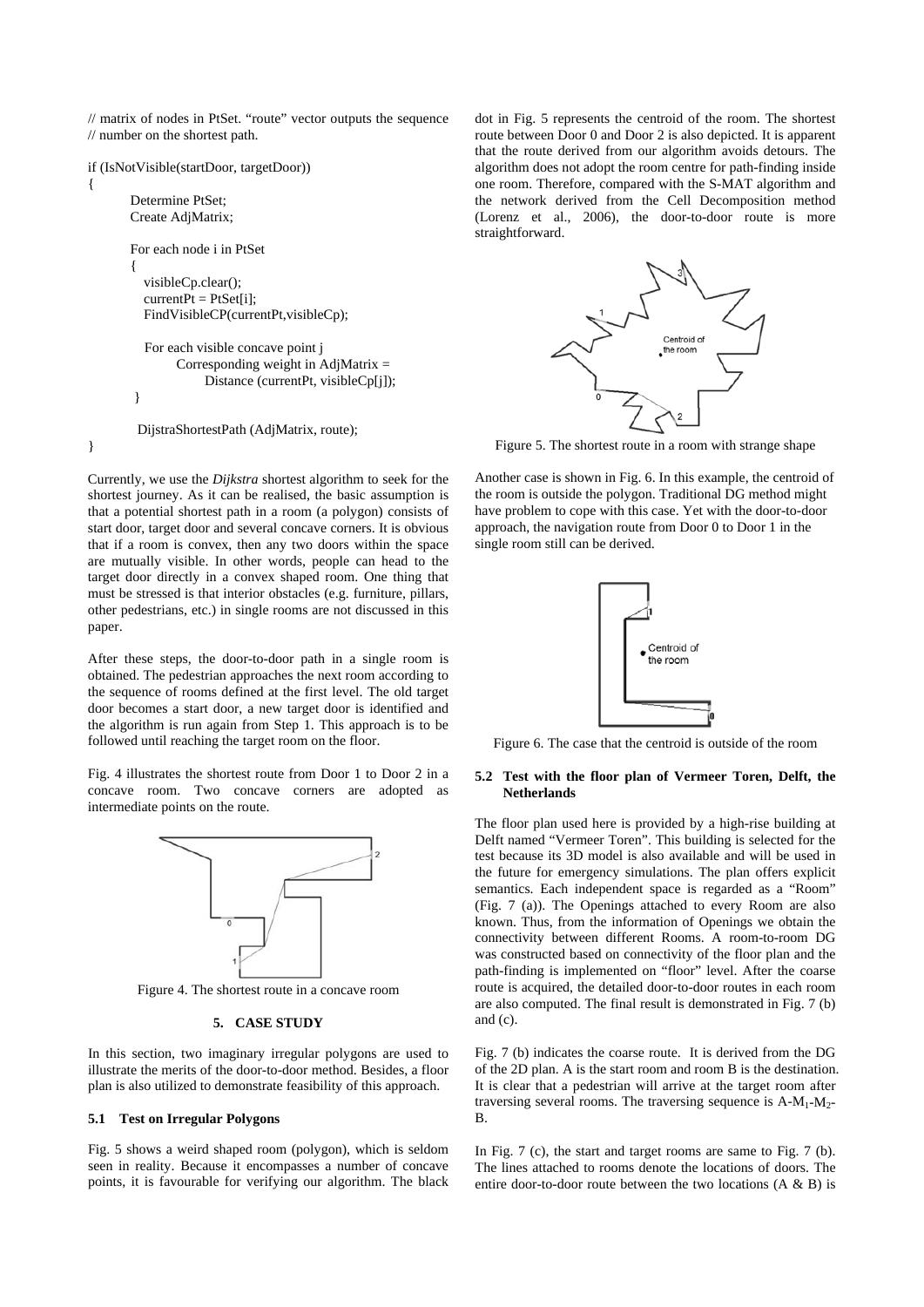```
// matrix of nodes in PtSet. "route" vector outputs the sequence
// number on the shortest path.

if (IsNotVisible(startDoor, targetDoor))
{
        Determine PtSet;
        Create AdjMatrix;

        For each node i in PtSet
        {
           visibleCp.clear();
           currentPt = PtSet[i];
           FindVisibleCP(currentPt,visibleCp);

           For each visible concave point j
                Corresponding weight in AdjMatrix =
                      Distance (currentPt, visibleCp[j]);
        }

        DijstraShortestPath (AdjMatrix, route);
}
```

Currently, we use the *Dijkstra* shortest algorithm to seek for the shortest journey. As it can be realised, the basic assumption is that a potential shortest path in a room (a polygon) consists of start door, target door and several concave corners. It is obvious that if a room is convex, then any two doors within the space are mutually visible. In other words, people can head to the target door directly in a convex shaped room. One thing that must be stressed is that interior obstacles (e.g. furniture, pillars, other pedestrians, etc.) in single rooms are not discussed in this paper.

After these steps, the door-to-door path in a single room is obtained. The pedestrian approaches the next room according to the sequence of rooms defined at the first level. The old target door becomes a start door, a new target door is identified and the algorithm is run again from Step 1. This approach is to be followed until reaching the target room on the floor.

Fig. 4 illustrates the shortest route from Door 1 to Door 2 in a concave room. Two concave corners are adopted as intermediate points on the route.

Figure 4. The shortest route in a concave room

## 5. CASE STUDY

In this section, two imaginary irregular polygons are used to illustrate the merits of the door-to-door method. Besides, a floor plan is also utilized to demonstrate feasibility of this approach.

### 5.1 Test on Irregular Polygons

Fig. 5 shows a weird shaped room (polygon), which is seldom seen in reality. Because it encompasses a number of concave points, it is favourable for verifying our algorithm. The black dot in Fig. 5 represents the centroid of the room. The shortest route between Door 0 and Door 2 is also depicted. It is apparent that the route derived from our algorithm avoids detours. The algorithm does not adopt the room centre for path-finding inside one room. Therefore, compared with the S-MAT algorithm and the network derived from the Cell Decomposition method (Lorenz et al., 2006), the door-to-door route is more straightforward.

Figure 5. The shortest route in a room with strange shape

Another case is shown in Fig. 6. In this example, the centroid of the room is outside the polygon. Traditional DG method might have problem to cope with this case. Yet with the door-to-door approach, the navigation route from Door 0 to Door 1 in the single room still can be derived.

Figure 6. The case that the centroid is outside of the room

### 5.2 Test with the floor plan of Vermeer Toren, Delft, the Netherlands

The floor plan used here is provided by a high-rise building at Delft named "Vermeer Toren". This building is selected for the test because its 3D model is also available and will be used in the future for emergency simulations. The plan offers explicit semantics. Each independent space is regarded as a "Room" (Fig. 7 (a)). The Openings attached to every Room are also known. Thus, from the information of Openings we obtain the connectivity between different Rooms. A room-to-room DG was constructed based on connectivity of the floor plan and the path-finding is implemented on "floor" level. After the coarse route is acquired, the detailed door-to-door routes in each room are also computed. The final result is demonstrated in Fig. 7 (b) and (c).

Fig. 7 (b) indicates the coarse route. It is derived from the DG of the 2D plan. A is the start room and room B is the destination. It is clear that a pedestrian will arrive at the target room after traversing several rooms. The traversing sequence is A-$M_1$-$M_2$-B.

In Fig. 7 (c), the start and target rooms are same to Fig. 7 (b). The lines attached to rooms denote the locations of doors. The entire door-to-door route between the two locations (A & B) is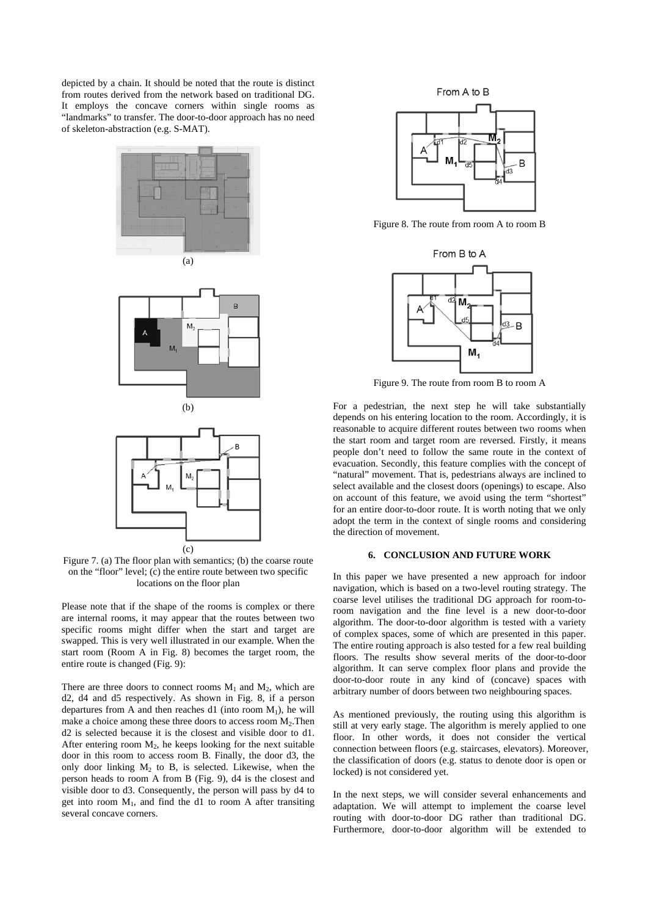depicted by a chain. It should be noted that the route is distinct from routes derived from the network based on traditional DG. It employs the concave corners within single rooms as "landmarks" to transfer. The door-to-door approach has no need of skeleton-abstraction (e.g. S-MAT).

Figure 7. (a) The floor plan with semantics; (b) the coarse route on the "floor" level; (c) the entire route between two specific locations on the floor plan

Please note that if the shape of the rooms is complex or there are internal rooms, it may appear that the routes between two specific rooms might differ when the start and target are swapped. This is very well illustrated in our example. When the start room (Room A in Fig. 8) becomes the target room, the entire route is changed (Fig. 9):

There are three doors to connect rooms $M_1$ and $M_2$, which are d2, d4 and d5 respectively. As shown in Fig. 8, if a person departures from A and then reaches d1 (into room $M_1$), he will make a choice among these three doors to access room $M_2$. Then d2 is selected because it is the closest and visible door to d1. After entering room $M_2$, he keeps looking for the next suitable door in this room to access room B. Finally, the door d3, the only door linking $M_2$ to B, is selected. Likewise, when the person heads to room A from B (Fig. 9), d4 is the closest and visible door to d3. Consequently, the person will pass by d4 to get into room $M_1$, and find the d1 to room A after transiting several concave corners.

Figure 8. The route from room A to room B

Figure 9. The route from room B to room A

For a pedestrian, the next step he will take substantially depends on his entering location to the room. Accordingly, it is reasonable to acquire different routes between two rooms when the start room and target room are reversed. Firstly, it means people don't need to follow the same route in the context of evacuation. Secondly, this feature complies with the concept of "natural" movement. That is, pedestrians always are inclined to select available and the closest doors (openings) to escape. Also on account of this feature, we avoid using the term "shortest" for an entire door-to-door route. It is worth noting that we only adopt the term in the context of single rooms and considering the direction of movement.

## 6. CONCLUSION AND FUTURE WORK

In this paper we have presented a new approach for indoor navigation, which is based on a two-level routing strategy. The coarse level utilises the traditional DG approach for room-to-room navigation and the fine level is a new door-to-door algorithm. The door-to-door algorithm is tested with a variety of complex spaces, some of which are presented in this paper. The entire routing approach is also tested for a few real building floors. The results show several merits of the door-to-door algorithm. It can serve complex floor plans and provide the door-to-door route in any kind of (concave) spaces with arbitrary number of doors between two neighbouring spaces.

As mentioned previously, the routing using this algorithm is still at very early stage. The algorithm is merely applied to one floor. In other words, it does not consider the vertical connection between floors (e.g. staircases, elevators). Moreover, the classification of doors (e.g. status to denote door is open or locked) is not considered yet.

In the next steps, we will consider several enhancements and adaptation. We will attempt to implement the coarse level routing with door-to-door DG rather than traditional DG. Furthermore, door-to-door algorithm will be extended to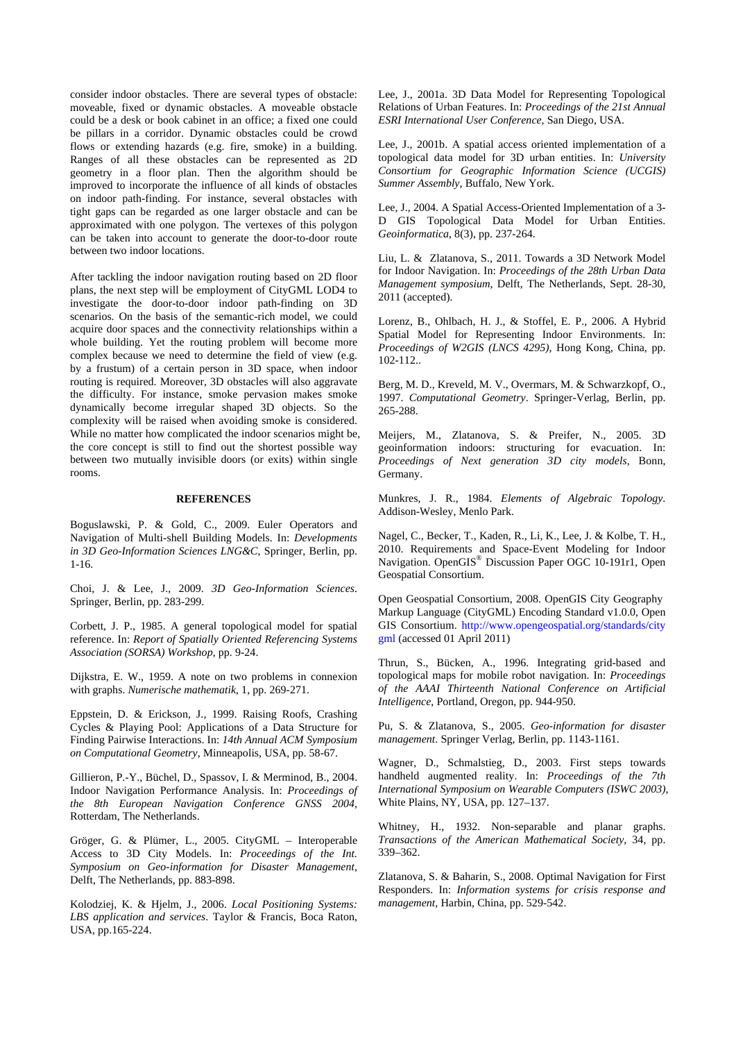consider indoor obstacles. There are several types of obstacle: moveable, fixed or dynamic obstacles. A moveable obstacle could be a desk or book cabinet in an office; a fixed one could be pillars in a corridor. Dynamic obstacles could be crowd flows or extending hazards (e.g. fire, smoke) in a building. Ranges of all these obstacles can be represented as 2D geometry in a floor plan. Then the algorithm should be improved to incorporate the influence of all kinds of obstacles on indoor path-finding. For instance, several obstacles with tight gaps can be regarded as one larger obstacle and can be approximated with one polygon. The vertexes of this polygon can be taken into account to generate the door-to-door route between two indoor locations.

After tackling the indoor navigation routing based on 2D floor plans, the next step will be employment of CityGML LOD4 to investigate the door-to-door indoor path-finding on 3D scenarios. On the basis of the semantic-rich model, we could acquire door spaces and the connectivity relationships within a whole building. Yet the routing problem will become more complex because we need to determine the field of view (e.g. by a frustum) of a certain person in 3D space, when indoor routing is required. Moreover, 3D obstacles will also aggravate the difficulty. For instance, smoke pervasion makes smoke dynamically become irregular shaped 3D objects. So the complexity will be raised when avoiding smoke is considered. While no matter how complicated the indoor scenarios might be, the core concept is still to find out the shortest possible way between two mutually invisible doors (or exits) within single rooms.

## REFERENCES

Boguslawski, P. & Gold, C., 2009. Euler Operators and Navigation of Multi-shell Building Models. In: *Developments in 3D Geo-Information Sciences LNG&C*, Springer, Berlin, pp. 1-16.

Choi, J. & Lee, J., 2009. *3D Geo-Information Sciences*. Springer, Berlin, pp. 283-299.

Corbett, J. P., 1985. A general topological model for spatial reference. In: *Report of Spatially Oriented Referencing Systems Association (SORSA) Workshop*, pp. 9-24.

Dijkstra, E. W., 1959. A note on two problems in connexion with graphs. *Numerische mathematik*, 1, pp. 269-271.

Eppstein, D. & Erickson, J., 1999. Raising Roofs, Crashing Cycles & Playing Pool: Applications of a Data Structure for Finding Pairwise Interactions. In: *14th Annual ACM Symposium on Computational Geometry*, Minneapolis, USA, pp. 58-67.

Gillieron, P.-Y., Büchel, D., Spassov, I. & Merminod, B., 2004. Indoor Navigation Performance Analysis. In: *Proceedings of the 8th European Navigation Conference GNSS 2004*, Rotterdam, The Netherlands.

Gröger, G. & Plümer, L., 2005. CityGML – Interoperable Access to 3D City Models. In: *Proceedings of the Int. Symposium on Geo-information for Disaster Management*, Delft, The Netherlands, pp. 883-898.

Kolodziej, K. & Hjelm, J., 2006. *Local Positioning Systems: LBS application and services*. Taylor & Francis, Boca Raton, USA, pp.165-224.

Lee, J., 2001a. 3D Data Model for Representing Topological Relations of Urban Features. In: *Proceedings of the 21st Annual ESRI International User Conference*, San Diego, USA.

Lee, J., 2001b. A spatial access oriented implementation of a topological data model for 3D urban entities. In: *University Consortium for Geographic Information Science (UCGIS) Summer Assembly*, Buffalo, New York.

Lee, J., 2004. A Spatial Access-Oriented Implementation of a 3-D GIS Topological Data Model for Urban Entities. *Geoinformatica*, 8(3), pp. 237-264.

Liu, L. & Zlatanova, S., 2011. Towards a 3D Network Model for Indoor Navigation. In: *Proceedings of the 28th Urban Data Management symposium*, Delft, The Netherlands, Sept. 28-30, 2011 (accepted).

Lorenz, B., Ohlbach, H. J., & Stoffel, E. P., 2006. A Hybrid Spatial Model for Representing Indoor Environments. In: *Proceedings of W2GIS (LNCS 4295)*, Hong Kong, China, pp. 102-112..

Berg, M. D., Kreveld, M. V., Overmars, M. & Schwarzkopf, O., 1997. *Computational Geometry*. Springer-Verlag, Berlin, pp. 265-288.

Meijers, M., Zlatanova, S. & Preifer, N., 2005. 3D geoinformation indoors: structuring for evacuation. In: *Proceedings of Next generation 3D city models*, Bonn, Germany.

Munkres, J. R., 1984. *Elements of Algebraic Topology*. Addison-Wesley, Menlo Park.

Nagel, C., Becker, T., Kaden, R., Li, K., Lee, J. & Kolbe, T. H., 2010. Requirements and Space-Event Modeling for Indoor Navigation. OpenGIS® Discussion Paper OGC 10-191r1, Open Geospatial Consortium.

Open Geospatial Consortium, 2008. OpenGIS City Geography Markup Language (CityGML) Encoding Standard v1.0.0, Open GIS Consortium. http://www.opengeospatial.org/standards/citygml (accessed 01 April 2011)

Thrun, S., Bücken, A., 1996. Integrating grid-based and topological maps for mobile robot navigation. In: *Proceedings of the AAAI Thirteenth National Conference on Artificial Intelligence*, Portland, Oregon, pp. 944-950.

Pu, S. & Zlatanova, S., 2005. *Geo-information for disaster management*. Springer Verlag, Berlin, pp. 1143-1161.

Wagner, D., Schmalstieg, D., 2003. First steps towards handheld augmented reality. In: *Proceedings of the 7th International Symposium on Wearable Computers (ISWC 2003)*, White Plains, NY, USA, pp. 127–137.

Whitney, H., 1932. Non-separable and planar graphs. *Transactions of the American Mathematical Society*, 34, pp. 339–362.

Zlatanova, S. & Baharin, S., 2008. Optimal Navigation for First Responders. In: *Information systems for crisis response and management*, Harbin, China, pp. 529-542.